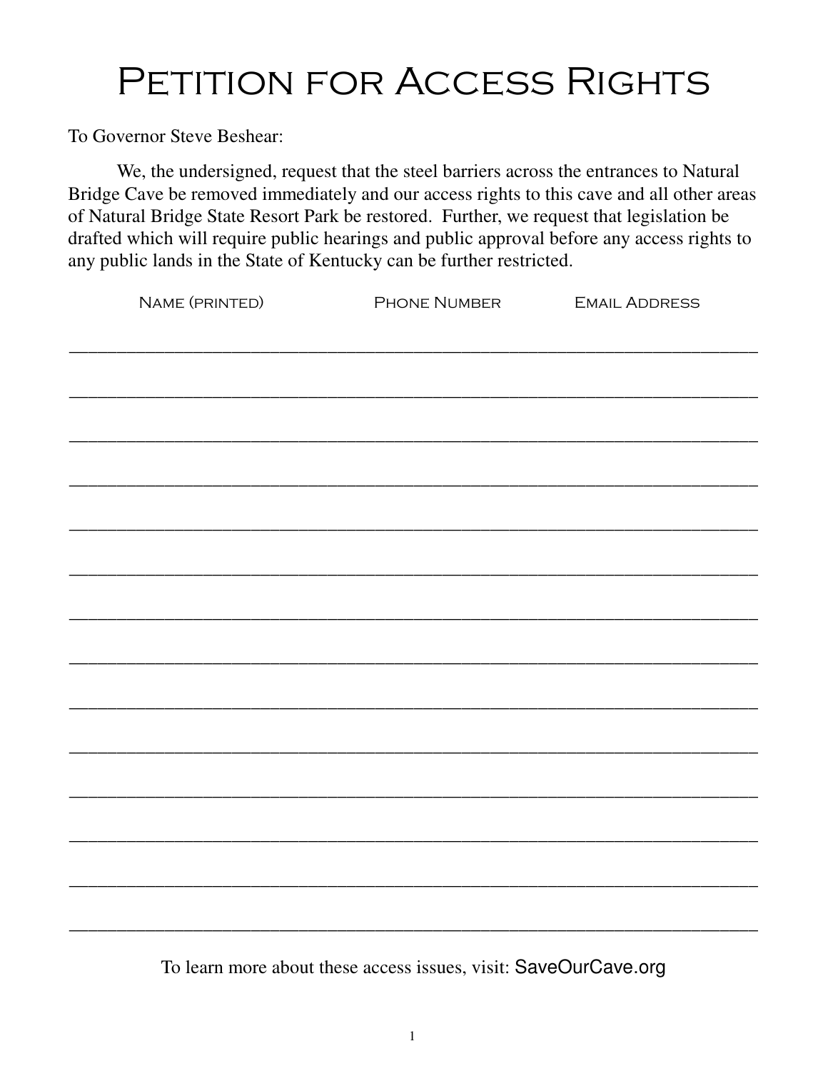# Petition for Access Rights

To Governor Steve Beshear:

We, the undersigned, request that the steel barriers across the entrances to Natural Bridge Cave be removed immediately and our access rights to this cave and all other areas of Natural Bridge State Resort Park be restored. Further, we request that legislation be drafted which will require public hearings and public approval before any access rights to any public lands in the State of Kentucky can be further restricted.

| Name (printed) | Phone Number | Email Address |
| --- | --- | --- |
| | | |
| | | |
| | | |
| | | |
| | | |
| | | |
| | | |
| | | |
| | | |
| | | |
| | | |
| | | |
| | | |
| | | |

To learn more about these access issues, visit: SaveOurCave.org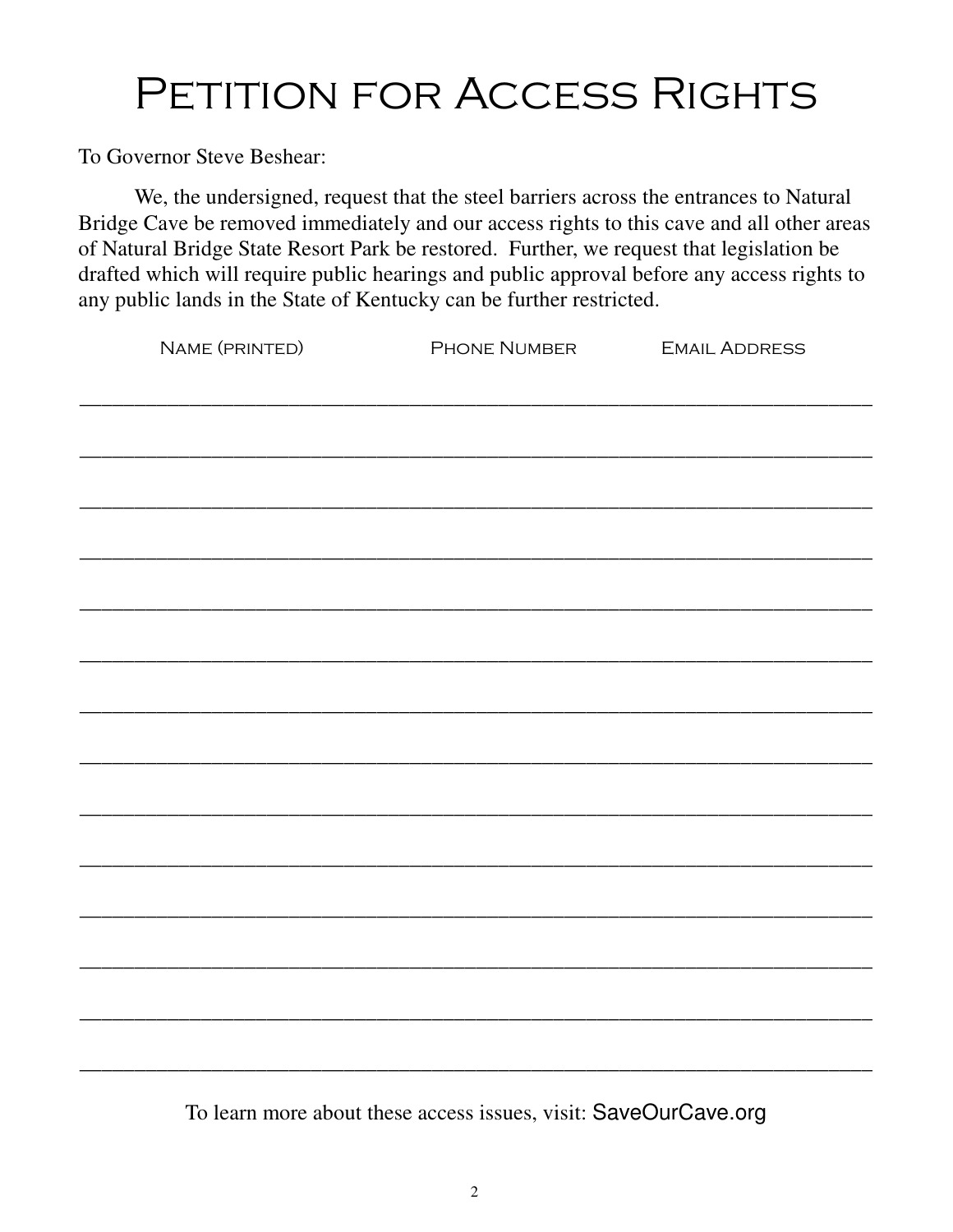# Petition for Access Rights

To Governor Steve Beshear:

We, the undersigned, request that the steel barriers across the entrances to Natural Bridge Cave be removed immediately and our access rights to this cave and all other areas of Natural Bridge State Resort Park be restored. Further, we request that legislation be drafted which will require public hearings and public approval before any access rights to any public lands in the State of Kentucky can be further restricted.

| Name (printed) | Phone Number | Email Address |
| --- | --- | --- |
| | | |
| | | |
| | | |
| | | |
| | | |
| | | |
| | | |
| | | |
| | | |
| | | |
| | | |
| | | |
| | | |
| | | |

To learn more about these access issues, visit: SaveOurCave.org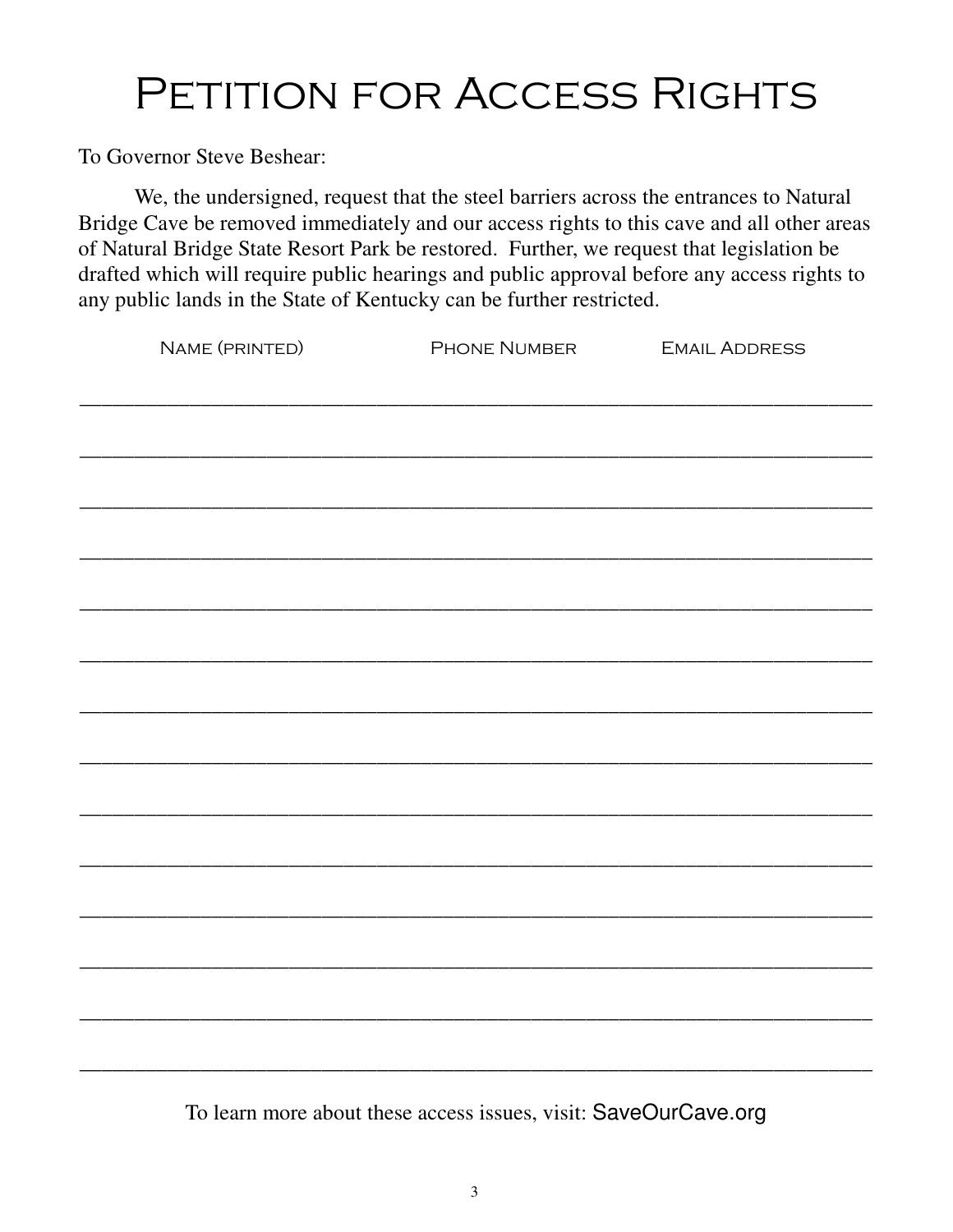# Petition for Access Rights

To Governor Steve Beshear:

We, the undersigned, request that the steel barriers across the entrances to Natural Bridge Cave be removed immediately and our access rights to this cave and all other areas of Natural Bridge State Resort Park be restored. Further, we request that legislation be drafted which will require public hearings and public approval before any access rights to any public lands in the State of Kentucky can be further restricted.

| Name (printed) | Phone Number | Email Address |
| --- | --- | --- |
| | | |
| | | |
| | | |
| | | |
| | | |
| | | |
| | | |
| | | |
| | | |
| | | |
| | | |
| | | |
| | | |
| | | |

To learn more about these access issues, visit: SaveOurCave.org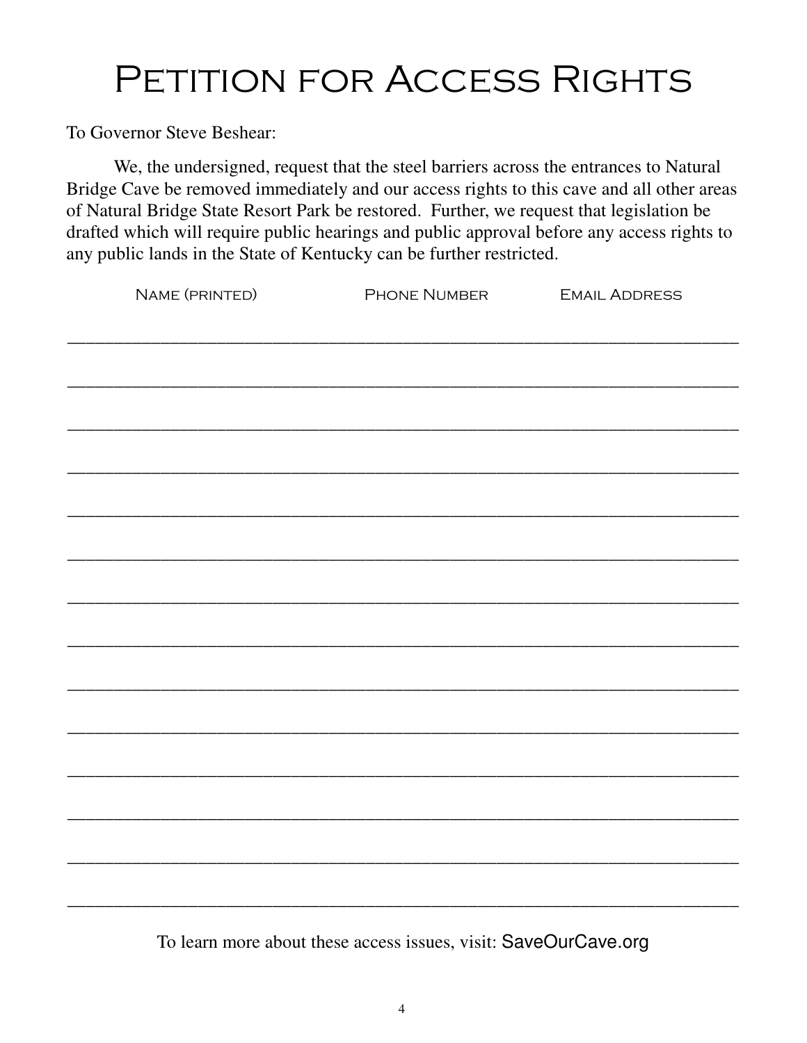# Petition for Access Rights

To Governor Steve Beshear:

We, the undersigned, request that the steel barriers across the entrances to Natural Bridge Cave be removed immediately and our access rights to this cave and all other areas of Natural Bridge State Resort Park be restored. Further, we request that legislation be drafted which will require public hearings and public approval before any access rights to any public lands in the State of Kentucky can be further restricted.

| Name (printed) | Phone Number | Email Address |
| --- | --- | --- |
| | | |
| | | |
| | | |
| | | |
| | | |
| | | |
| | | |
| | | |
| | | |
| | | |
| | | |
| | | |
| | | |
| | | |

To learn more about these access issues, visit: SaveOurCave.org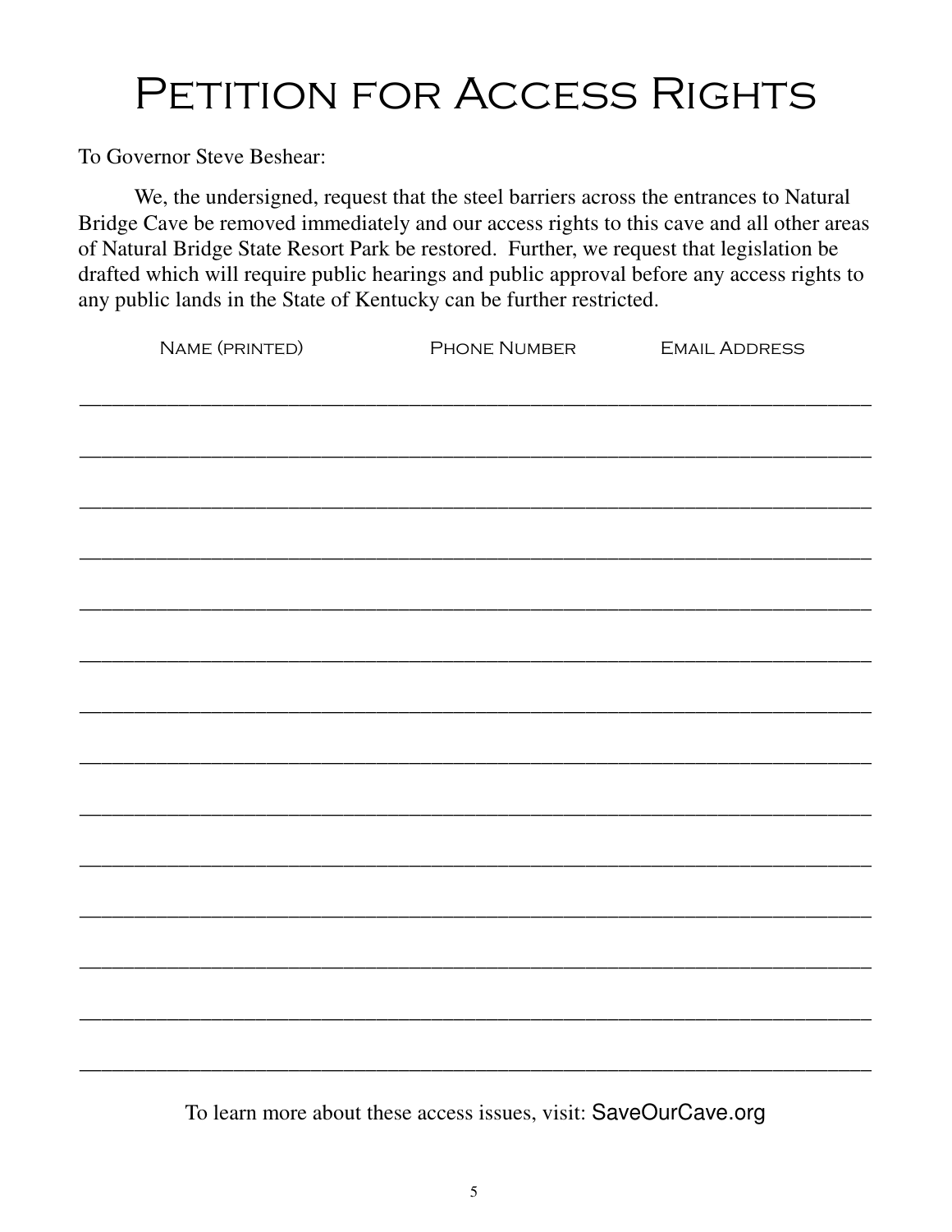# Petition for Access Rights

To Governor Steve Beshear:

We, the undersigned, request that the steel barriers across the entrances to Natural Bridge Cave be removed immediately and our access rights to this cave and all other areas of Natural Bridge State Resort Park be restored. Further, we request that legislation be drafted which will require public hearings and public approval before any access rights to any public lands in the State of Kentucky can be further restricted.

| Name (printed) | Phone Number | Email Address |
| --- | --- | --- |
| | | |
| | | |
| | | |
| | | |
| | | |
| | | |
| | | |
| | | |
| | | |
| | | |
| | | |
| | | |
| | | |
| | | |

To learn more about these access issues, visit: SaveOurCave.org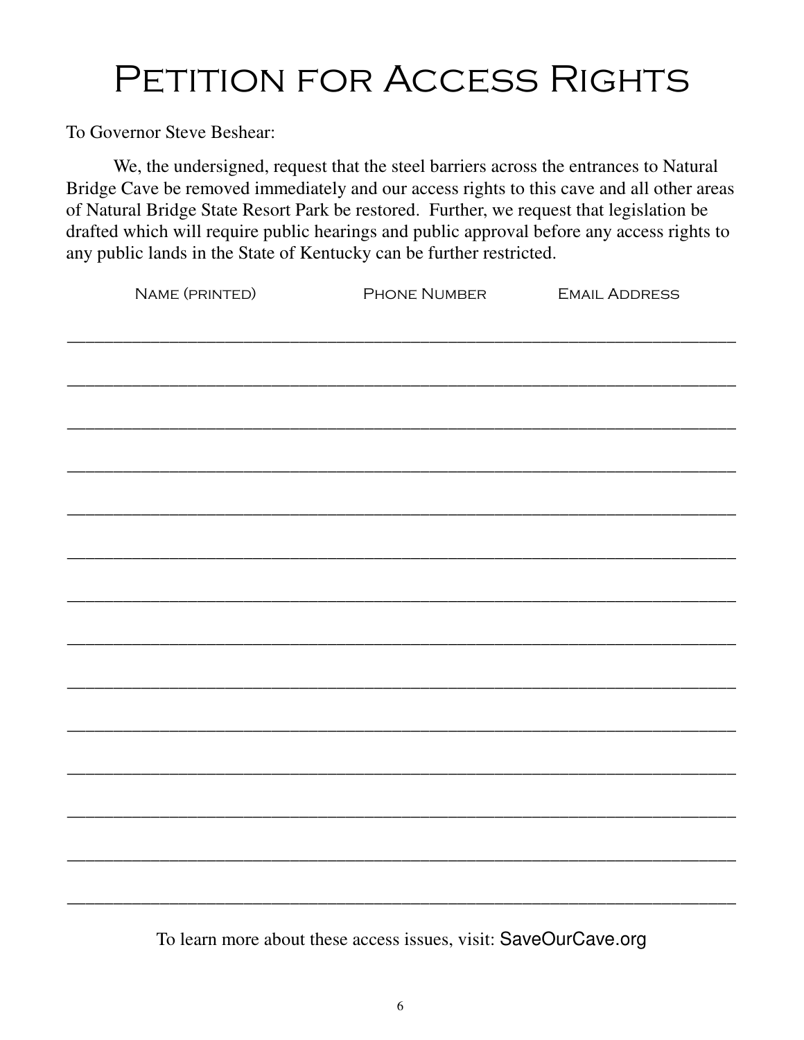# Petition for Access Rights

To Governor Steve Beshear:

We, the undersigned, request that the steel barriers across the entrances to Natural Bridge Cave be removed immediately and our access rights to this cave and all other areas of Natural Bridge State Resort Park be restored. Further, we request that legislation be drafted which will require public hearings and public approval before any access rights to any public lands in the State of Kentucky can be further restricted.

| Name (printed) | Phone Number | Email Address |
| --- | --- | --- |
| | | |
| | | |
| | | |
| | | |
| | | |
| | | |
| | | |
| | | |
| | | |
| | | |
| | | |
| | | |
| | | |
| | | |

To learn more about these access issues, visit: SaveOurCave.org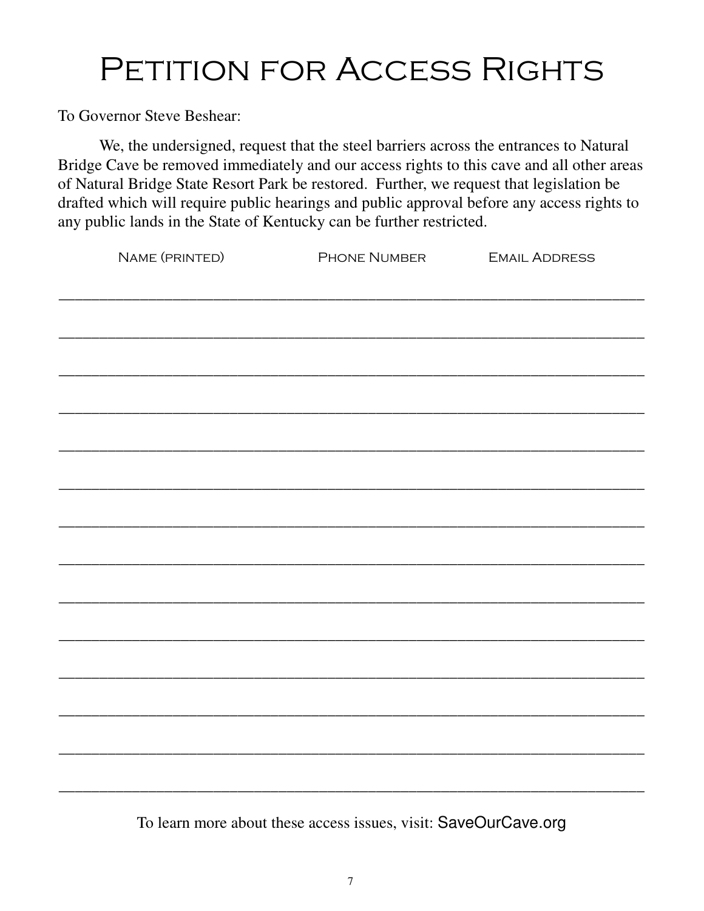# Petition for Access Rights

To Governor Steve Beshear:

We, the undersigned, request that the steel barriers across the entrances to Natural Bridge Cave be removed immediately and our access rights to this cave and all other areas of Natural Bridge State Resort Park be restored. Further, we request that legislation be drafted which will require public hearings and public approval before any access rights to any public lands in the State of Kentucky can be further restricted.

| Name (printed) | Phone Number | Email Address |
|---|---|---|
| | | |
| | | |
| | | |
| | | |
| | | |
| | | |
| | | |
| | | |
| | | |
| | | |
| | | |
| | | |
| | | |
| | | |

To learn more about these access issues, visit: SaveOurCave.org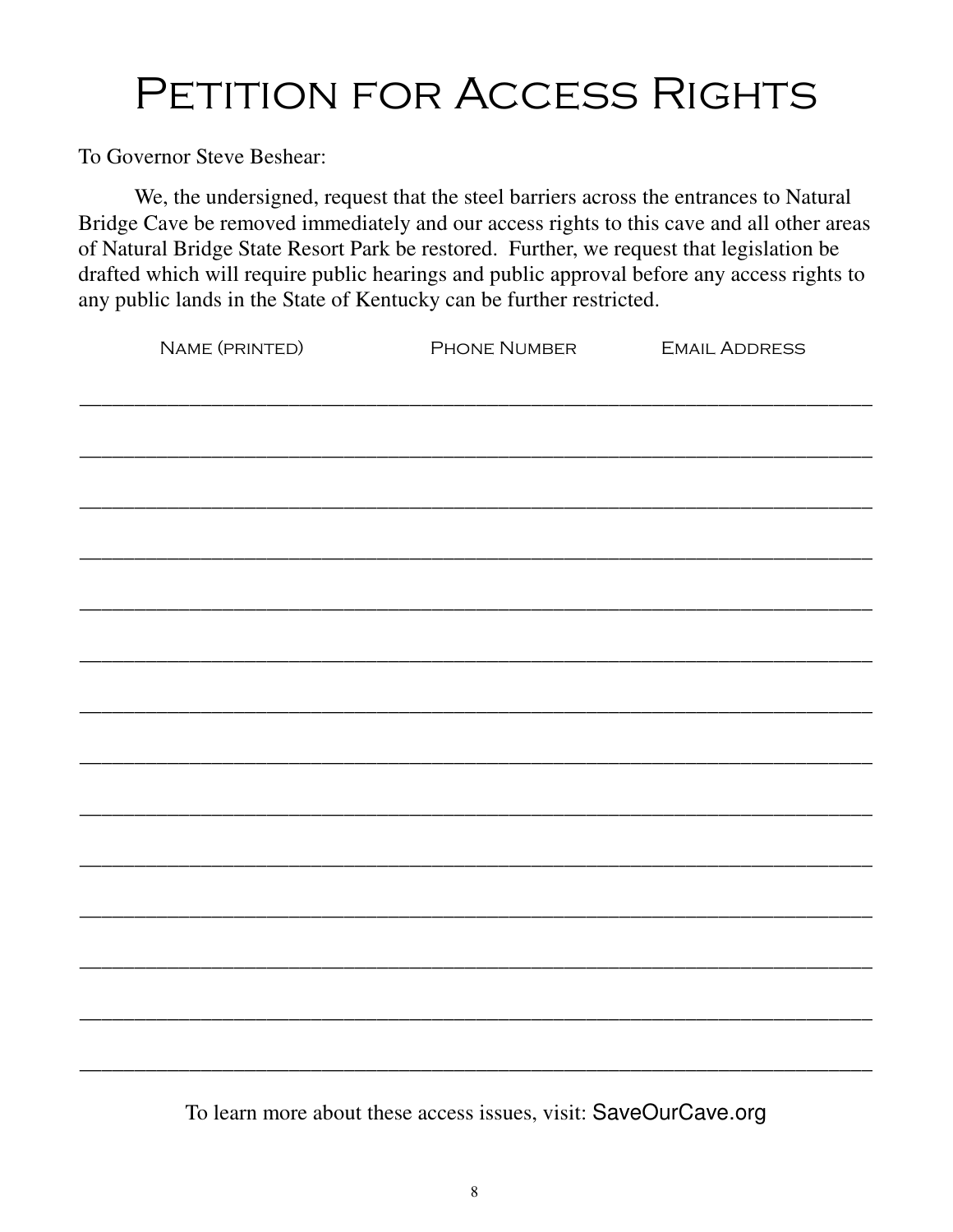# Petition for Access Rights

To Governor Steve Beshear:

We, the undersigned, request that the steel barriers across the entrances to Natural Bridge Cave be removed immediately and our access rights to this cave and all other areas of Natural Bridge State Resort Park be restored. Further, we request that legislation be drafted which will require public hearings and public approval before any access rights to any public lands in the State of Kentucky can be further restricted.

| Name (printed) | Phone Number | Email Address |
| --- | --- | --- |
| | | |
| | | |
| | | |
| | | |
| | | |
| | | |
| | | |
| | | |
| | | |
| | | |
| | | |
| | | |
| | | |
| | | |

To learn more about these access issues, visit: SaveOurCave.org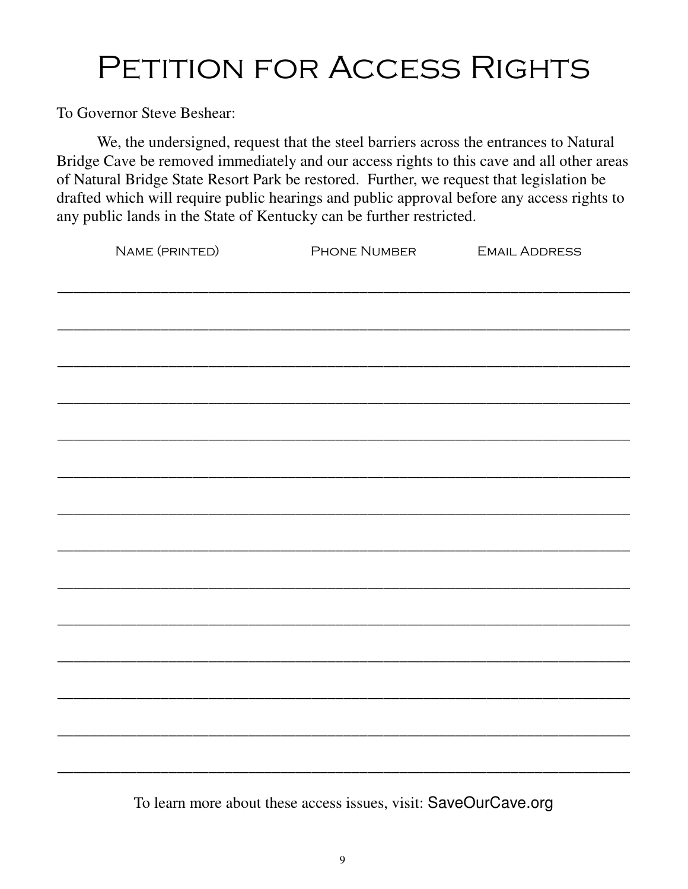# Petition for Access Rights

To Governor Steve Beshear:

We, the undersigned, request that the steel barriers across the entrances to Natural Bridge Cave be removed immediately and our access rights to this cave and all other areas of Natural Bridge State Resort Park be restored. Further, we request that legislation be drafted which will require public hearings and public approval before any access rights to any public lands in the State of Kentucky can be further restricted.

| Name (printed) | Phone Number | Email Address |
| --- | --- | --- |
| | | |
| | | |
| | | |
| | | |
| | | |
| | | |
| | | |
| | | |
| | | |
| | | |
| | | |
| | | |
| | | |
| | | |

To learn more about these access issues, visit: SaveOurCave.org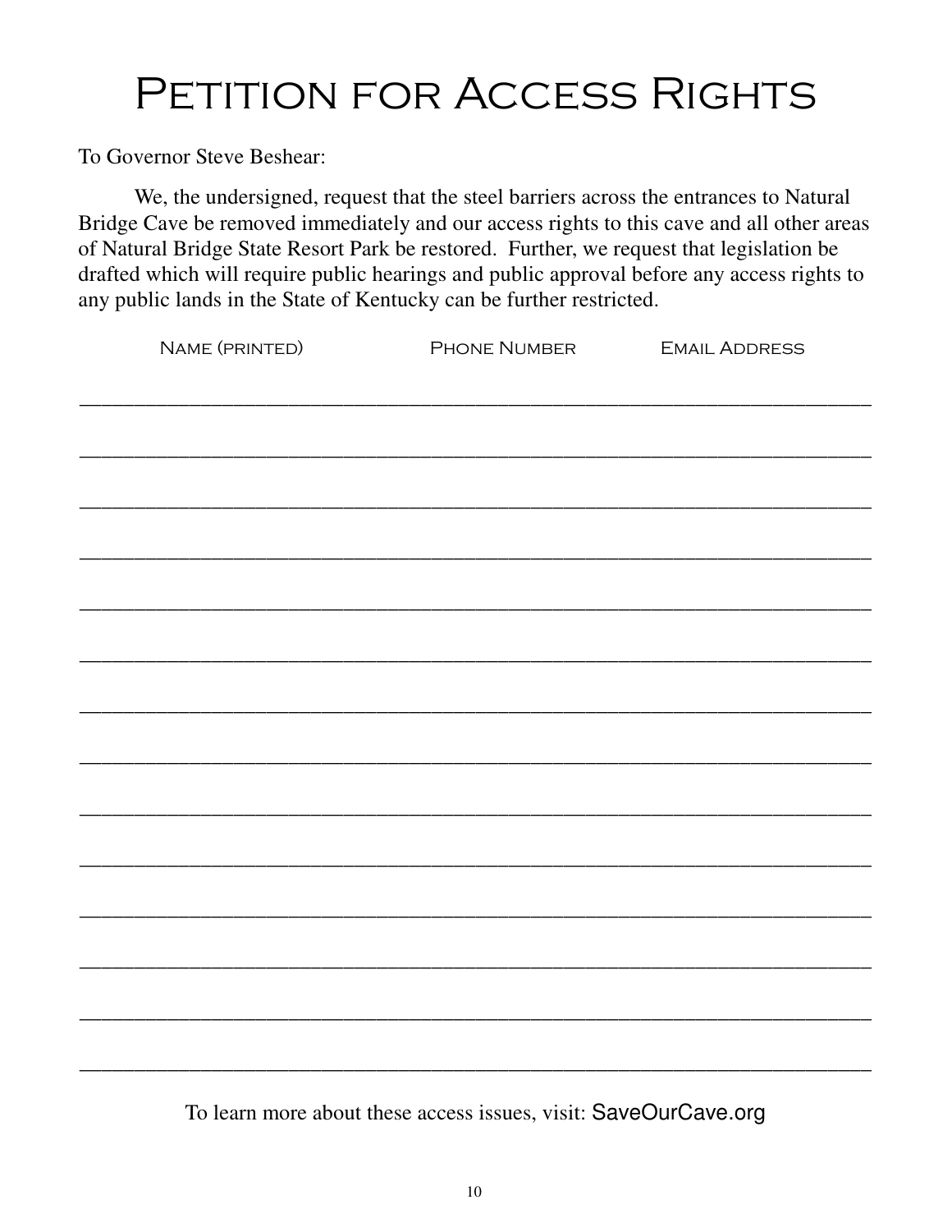# Petition for Access Rights

To Governor Steve Beshear:

We, the undersigned, request that the steel barriers across the entrances to Natural Bridge Cave be removed immediately and our access rights to this cave and all other areas of Natural Bridge State Resort Park be restored. Further, we request that legislation be drafted which will require public hearings and public approval before any access rights to any public lands in the State of Kentucky can be further restricted.

| Name (printed) | Phone Number | Email Address |
|---|---|---|
| | | |
| | | |
| | | |
| | | |
| | | |
| | | |
| | | |
| | | |
| | | |
| | | |
| | | |
| | | |
| | | |
| | | |

To learn more about these access issues, visit: SaveOurCave.org